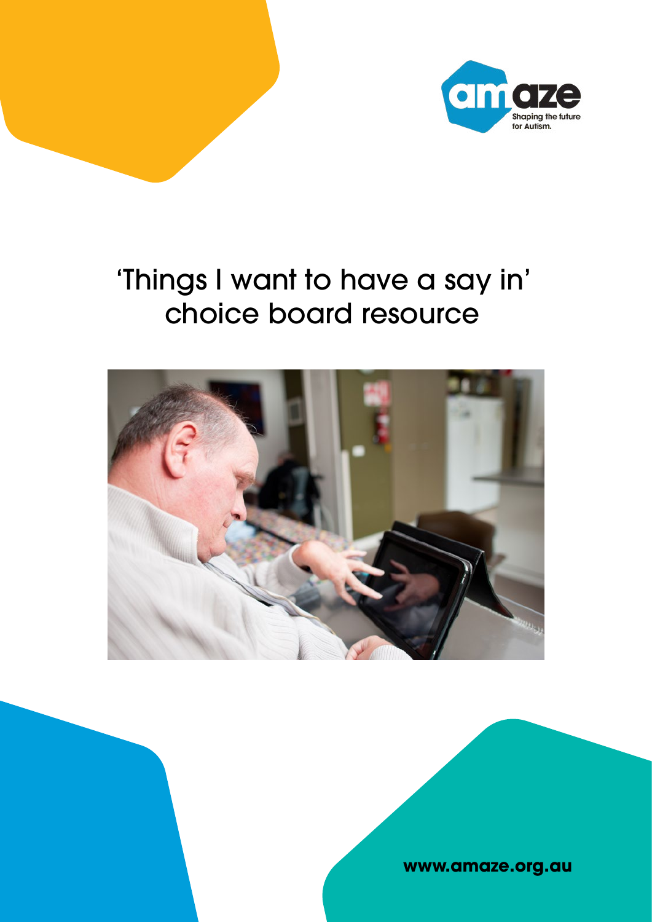amaze
Shaping the future for Autism.

# 'Things I want to have a say in' choice board resource

**www.amaze.org.au**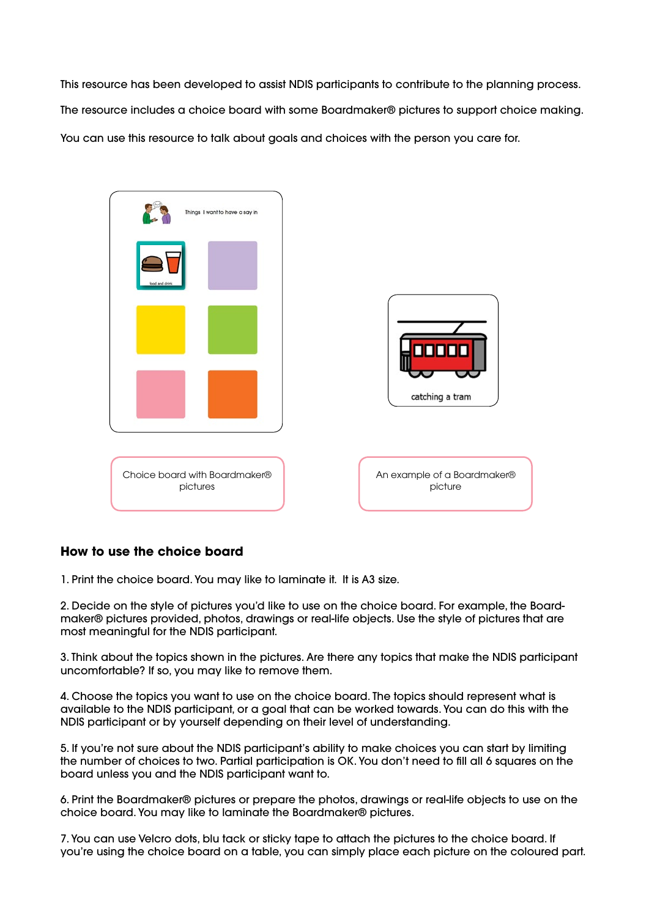This resource has been developed to assist NDIS participants to contribute to the planning process.

The resource includes a choice board with some Boardmaker® pictures to support choice making.

You can use this resource to talk about goals and choices with the person you care for.

Choice board with Boardmaker® pictures

An example of a Boardmaker® picture

## How to use the choice board

1. Print the choice board. You may like to laminate it. It is A3 size.

2. Decide on the style of pictures you'd like to use on the choice board. For example, the Boardmaker® pictures provided, photos, drawings or real-life objects. Use the style of pictures that are most meaningful for the NDIS participant.

3. Think about the topics shown in the pictures. Are there any topics that make the NDIS participant uncomfortable? If so, you may like to remove them.

4. Choose the topics you want to use on the choice board. The topics should represent what is available to the NDIS participant, or a goal that can be worked towards. You can do this with the NDIS participant or by yourself depending on their level of understanding.

5. If you're not sure about the NDIS participant's ability to make choices you can start by limiting the number of choices to two. Partial participation is OK. You don't need to fill all 6 squares on the board unless you and the NDIS participant want to.

6. Print the Boardmaker® pictures or prepare the photos, drawings or real-life objects to use on the choice board. You may like to laminate the Boardmaker® pictures.

7. You can use Velcro dots, blu tack or sticky tape to attach the pictures to the choice board. If you're using the choice board on a table, you can simply place each picture on the coloured part.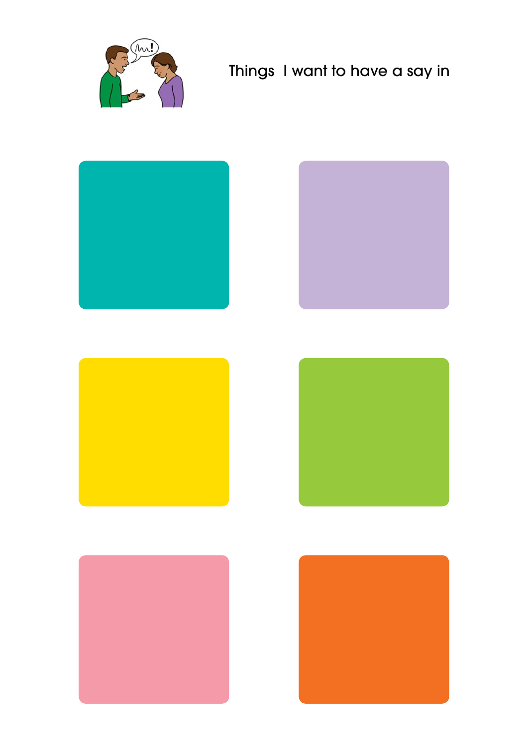# Things I want to have a say in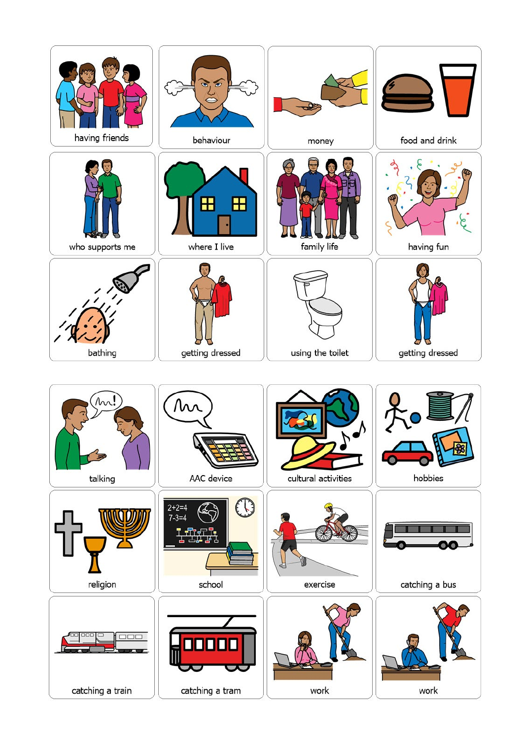| | | | |
|---|---|---|---|
| having friends | behaviour | money | food and drink |
| who supports me | where I live | family life | having fun |
| bathing | getting dressed | using the toilet | getting dressed |

| | | | |
|---|---|---|---|
| talking | AAC device | cultural activities | hobbies |
| religion | school | exercise | catching a bus |
| catching a train | catching a tram | work | work |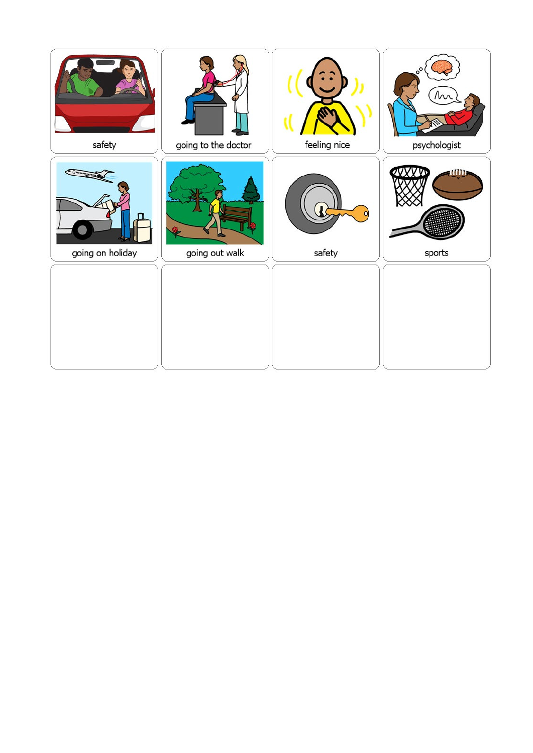| | | | |
|---|---|---|---|
| safety | going to the doctor | feeling nice | psychologist |
| going on holiday | going out walk | safety | sports |
| | | | |